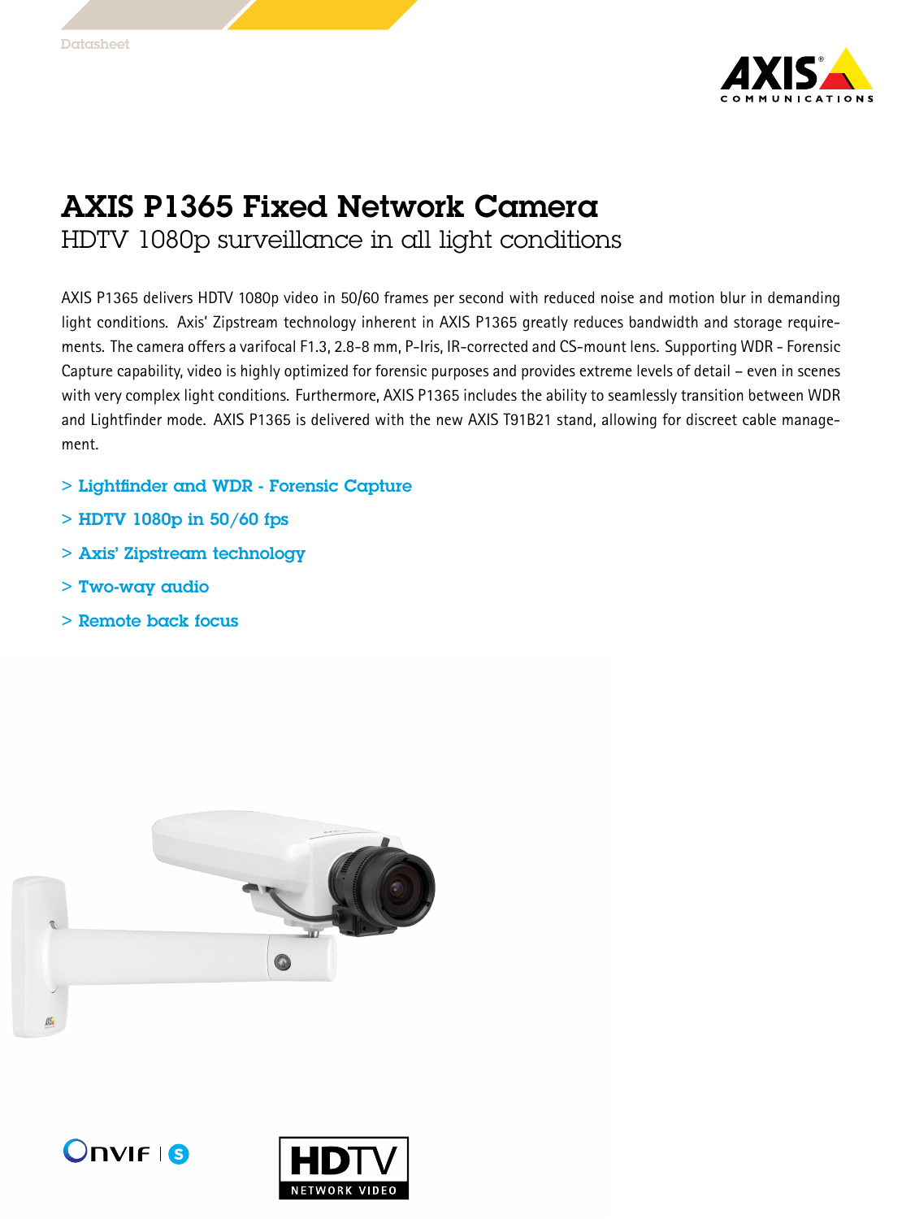Datasheet

# AXIS P1365 Fixed Network Camera

## HDTV 1080p surveillance in all light conditions

AXIS P1365 delivers HDTV 1080p video in 50/60 frames per second with reduced noise and motion blur in demanding light conditions. Axis' Zipstream technology inherent in AXIS P1365 greatly reduces bandwidth and storage requirements. The camera offers a varifocal F1.3, 2.8-8 mm, P-Iris, IR-corrected and CS-mount lens. Supporting WDR - Forensic Capture capability, video is highly optimized for forensic purposes and provides extreme levels of detail – even in scenes with very complex light conditions. Furthermore, AXIS P1365 includes the ability to seamlessly transition between WDR and Lightfinder mode. AXIS P1365 is delivered with the new AXIS T91B21 stand, allowing for discreet cable management.

- > Lightfinder and WDR - Forensic Capture
- > HDTV 1080p in 50/60 fps
- > Axis' Zipstream technology
- > Two-way audio
- > Remote back focus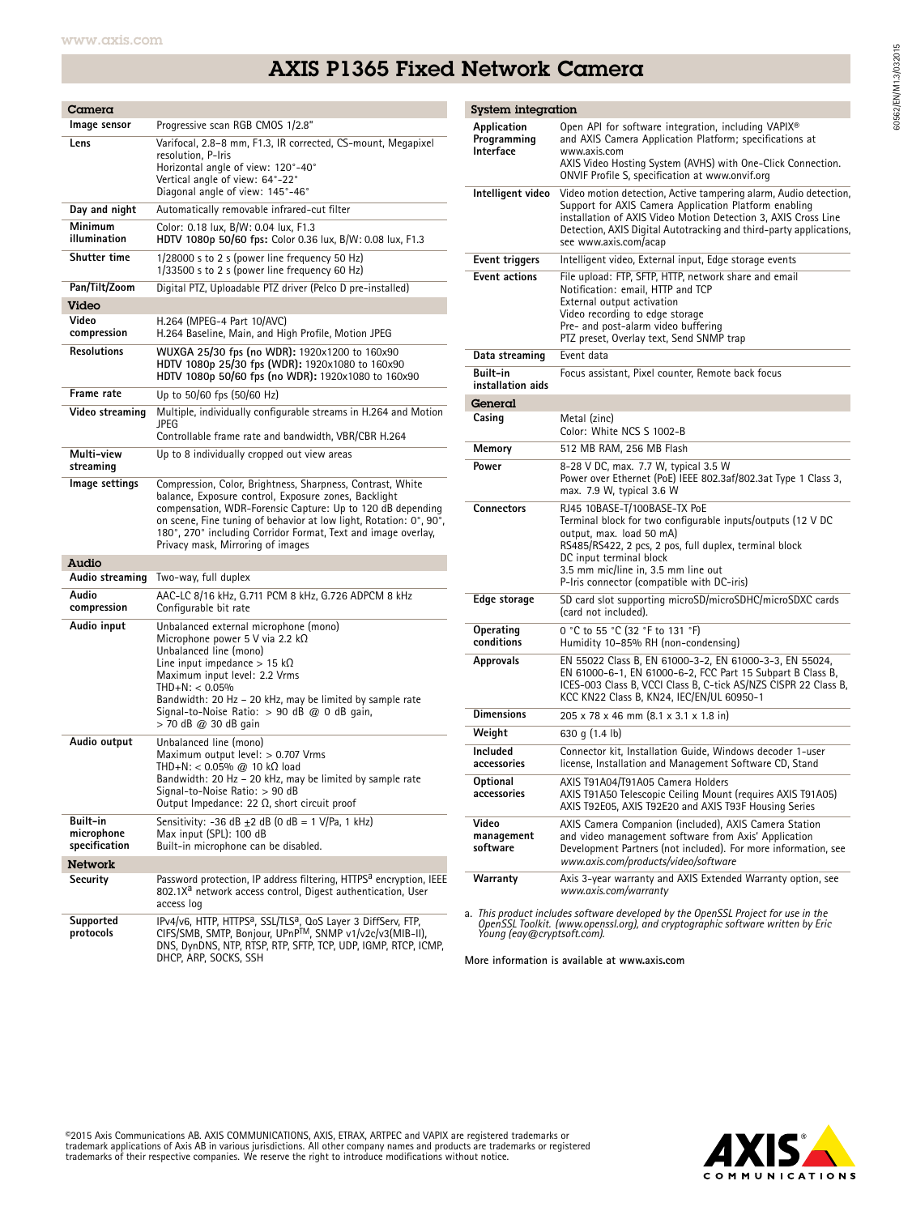# AXIS P1365 Fixed Network Camera

## Camera

| | |
|---|---|
| Image sensor | Progressive scan RGB CMOS 1/2.8" |
| Lens | Varifocal, 2.8–8 mm, F1.3, IR corrected, CS-mount, Megapixel resolution, P-Iris<br>Horizontal angle of view: 120°–40°<br>Vertical angle of view: 64°–22°<br>Diagonal angle of view: 145°–46° |
| Day and night | Automatically removable infrared-cut filter |
| Minimum illumination | Color: 0.18 lux, B/W: 0.04 lux, F1.3<br>**HDTV 1080p 50/60 fps:** Color 0.36 lux, B/W: 0.08 lux, F1.3 |
| Shutter time | 1/28000 s to 2 s (power line frequency 50 Hz)<br>1/33500 s to 2 s (power line frequency 60 Hz) |
| Pan/Tilt/Zoom | Digital PTZ, Uploadable PTZ driver (Pelco D pre-installed) |

## Video

| | |
|---|---|
| Video compression | H.264 (MPEG-4 Part 10/AVC)<br>H.264 Baseline, Main, and High Profile, Motion JPEG |
| Resolutions | **WUXGA 25/30 fps (no WDR):** 1920x1200 to 160x90<br>**HDTV 1080p 25/30 fps (WDR):** 1920x1080 to 160x90<br>**HDTV 1080p 50/60 fps (no WDR):** 1920x1080 to 160x90 |
| Frame rate | Up to 50/60 fps (50/60 Hz) |
| Video streaming | Multiple, individually configurable streams in H.264 and Motion JPEG<br>Controllable frame rate and bandwidth, VBR/CBR H.264 |
| Multi-view streaming | Up to 8 individually cropped out view areas |
| Image settings | Compression, Color, Brightness, Sharpness, Contrast, White balance, Exposure control, Exposure zones, Backlight compensation, WDR-Forensic Capture: Up to 120 dB depending on scene, Fine tuning of behavior at low light, Rotation: 0°, 90°, 180°, 270° including Corridor Format, Text and image overlay, Privacy mask, Mirroring of images |

## Audio

| | |
|---|---|
| Audio streaming | Two-way, full duplex |
| Audio compression | AAC-LC 8/16 kHz, G.711 PCM 8 kHz, G.726 ADPCM 8 kHz<br>Configurable bit rate |
| Audio input | Unbalanced external microphone (mono)<br>Microphone power 5 V via 2.2 kΩ<br>Unbalanced line (mono)<br>Line input impedance > 15 kΩ<br>Maximum input level: 2.2 Vrms<br>THD+N: < 0.05%<br>Bandwidth: 20 Hz – 20 kHz, may be limited by sample rate<br>Signal-to-Noise Ratio: > 90 dB @ 0 dB gain, > 70 dB @ 30 dB gain |
| Audio output | Unbalanced line (mono)<br>Maximum output level: > 0.707 Vrms<br>THD+N: < 0.05% @ 10 kΩ load<br>Bandwidth: 20 Hz – 20 kHz, may be limited by sample rate<br>Signal-to-Noise Ratio: > 90 dB<br>Output Impedance: 22 Ω, short circuit proof |
| Built-in microphone specification | Sensitivity: -36 dB ±2 dB (0 dB = 1 V/Pa, 1 kHz)<br>Max input (SPL): 100 dB<br>Built-in microphone can be disabled. |

## Network

| | |
|---|---|
| Security | Password protection, IP address filtering, HTTPS[a] encryption, IEEE 802.1X[a] network access control, Digest authentication, User access log |
| Supported protocols | IPv4/v6, HTTP, HTTPS[a], SSL/TLS[a], QoS Layer 3 DiffServ, FTP, CIFS/SMB, SMTP, Bonjour, UPnP™, SNMP v1/v2c/v3(MIB-II), DNS, DynDNS, NTP, RTSP, RTP, SFTP, TCP, UDP, IGMP, RTCP, ICMP, DHCP, ARP, SOCKS, SSH |

## System integration

| | |
|---|---|
| Application Programming Interface | Open API for software integration, including VAPIX® and AXIS Camera Application Platform; specifications at www.axis.com<br>AXIS Video Hosting System (AVHS) with One-Click Connection.<br>ONVIF Profile S, specification at www.onvif.org |
| Intelligent video | Video motion detection, Active tampering alarm, Audio detection, Support for AXIS Camera Application Platform enabling installation of AXIS Video Motion Detection 3, AXIS Cross Line Detection, AXIS Digital Autotracking and third-party applications, see www.axis.com/acap |
| Event triggers | Intelligent video, External input, Edge storage events |
| Event actions | File upload: FTP, SFTP, HTTP, network share and email<br>Notification: email, HTTP and TCP<br>External output activation<br>Video recording to edge storage<br>Pre- and post-alarm video buffering<br>PTZ preset, Overlay text, Send SNMP trap |
| Data streaming | Event data |
| Built-in installation aids | Focus assistant, Pixel counter, Remote back focus |

## General

| | |
|---|---|
| Casing | Metal (zinc)<br>Color: White NCS S 1002-B |
| Memory | 512 MB RAM, 256 MB Flash |
| Power | 8–28 V DC, max. 7.7 W, typical 3.5 W<br>Power over Ethernet (PoE) IEEE 802.3af/802.3at Type 1 Class 3, max. 7.9 W, typical 3.6 W |
| Connectors | RJ45 10BASE-T/100BASE-TX PoE<br>Terminal block for two configurable inputs/outputs (12 V DC output, max. load 50 mA)<br>RS485/RS422, 2 pcs, 2 pos, full duplex, terminal block<br>DC input terminal block<br>3.5 mm mic/line in, 3.5 mm line out<br>P-Iris connector (compatible with DC-iris) |
| Edge storage | SD card slot supporting microSD/microSDHC/microSDXC cards (card not included). |
| Operating conditions | 0 °C to 55 °C (32 °F to 131 °F)<br>Humidity 10–85% RH (non-condensing) |
| Approvals | EN 55022 Class B, EN 61000-3-2, EN 61000-3-3, EN 55024, EN 61000-6-1, EN 61000-6-2, FCC Part 15 Subpart B Class B, ICES-003 Class B, VCCI Class B, C-tick AS/NZS CISPR 22 Class B, KCC KN22 Class B, KN24, IEC/EN/UL 60950-1 |
| Dimensions | 205 x 78 x 46 mm (8.1 x 3.1 x 1.8 in) |
| Weight | 630 g (1.4 lb) |
| Included accessories | Connector kit, Installation Guide, Windows decoder 1-user license, Installation and Management Software CD, Stand |
| Optional accessories | AXIS T91A04/T91A05 Camera Holders<br>AXIS T91A50 Telescopic Ceiling Mount (requires AXIS T91A05)<br>AXIS T92E05, AXIS T92E20 and AXIS T93F Housing Series |
| Video management software | AXIS Camera Companion (included), AXIS Camera Station and video management software from Axis' Application Development Partners (not included). For more information, see *www.axis.com/products/video/software* |
| Warranty | Axis 3-year warranty and AXIS Extended Warranty option, see *www.axis.com/warranty* |

a. *This product includes software developed by the OpenSSL Project for use in the OpenSSL Toolkit. (www.openssl.org), and cryptographic software written by Eric Young (eay@cryptsoft.com).*

More information is available at www.axis.com

©2015 Axis Communications AB. AXIS COMMUNICATIONS, AXIS, ETRAX, ARTPEC and VAPIX are registered trademarks or trademark applications of Axis AB in various jurisdictions. All other company names and products are trademarks or registered trademarks of their respective companies. We reserve the right to introduce modifications without notice.